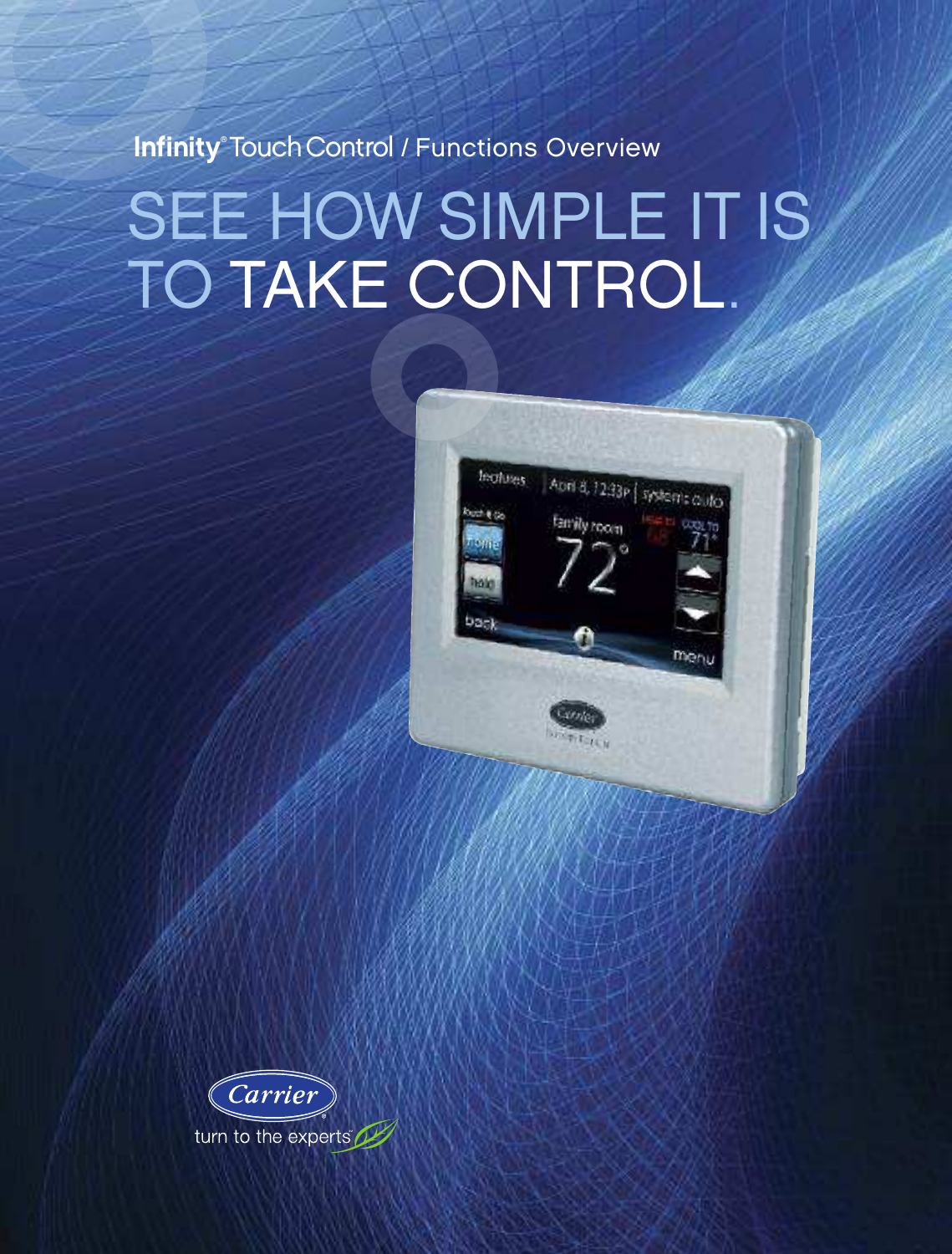Infinity® Touch Control / Functions Overview

# SEE HOW SIMPLE IT IS TO TAKE CONTROL.

Carrier®

turn to the experts®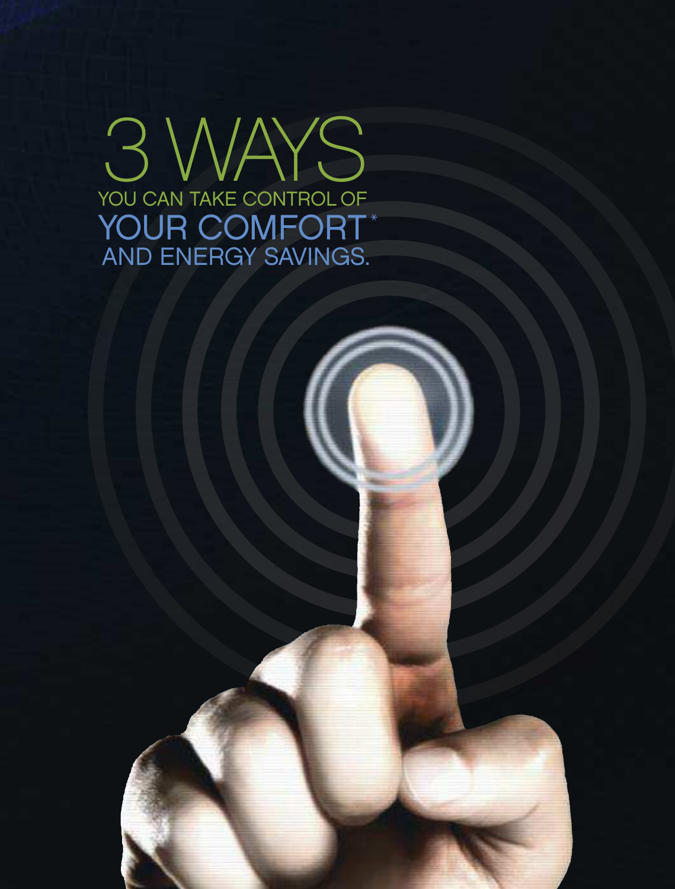# 3 WAYS

## YOU CAN TAKE CONTROL OF YOUR COMFORT* AND ENERGY SAVINGS.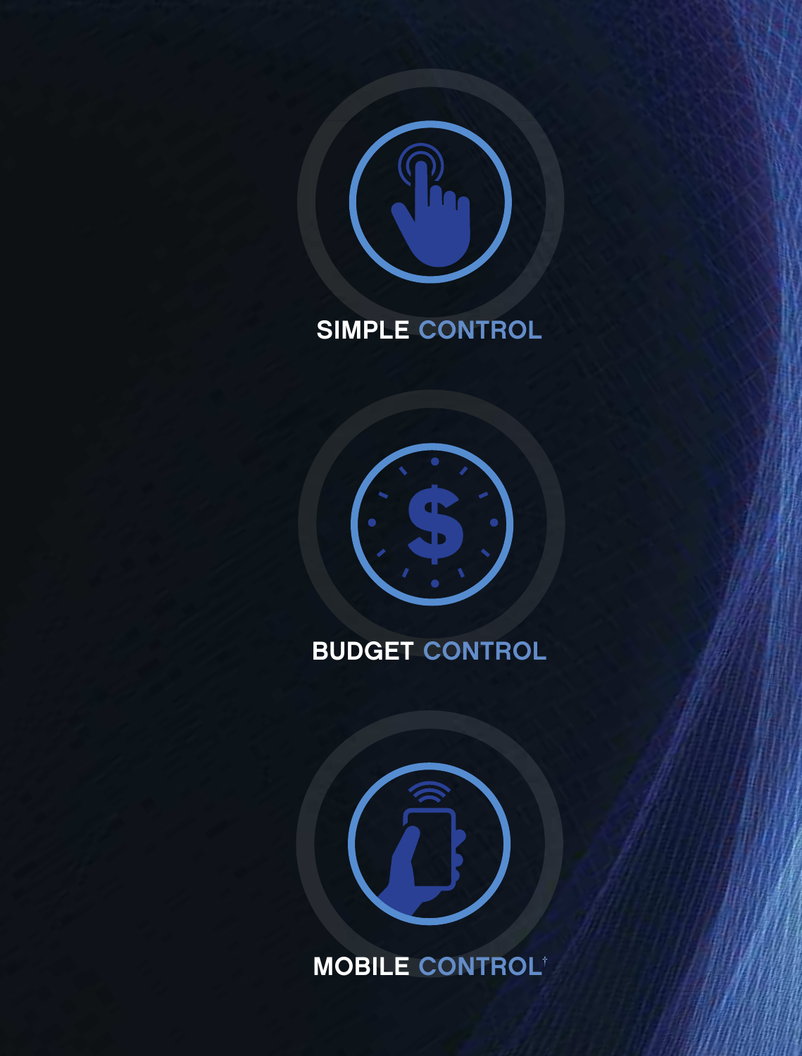**SIMPLE CONTROL**

**BUDGET CONTROL**

**MOBILE CONTROL**[†]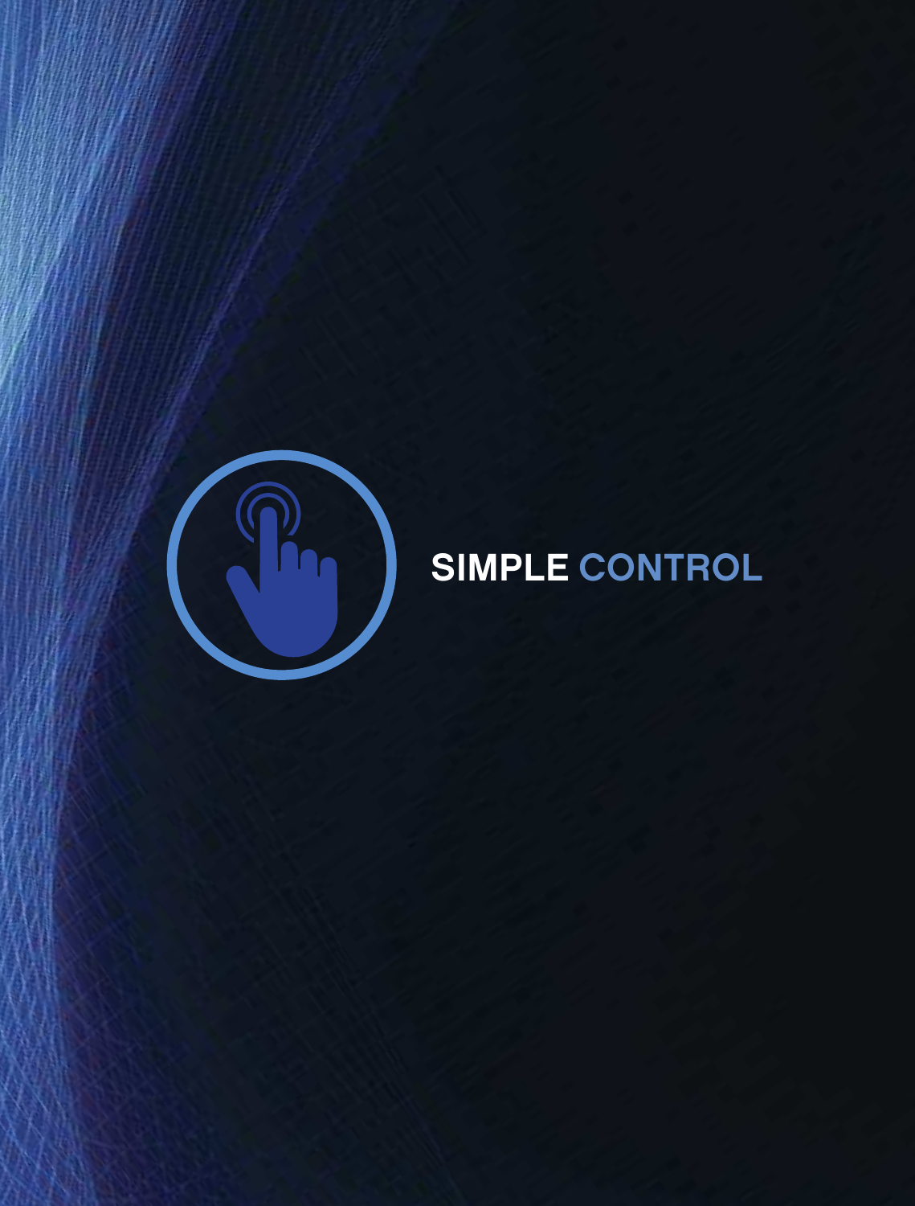# SIMPLE CONTROL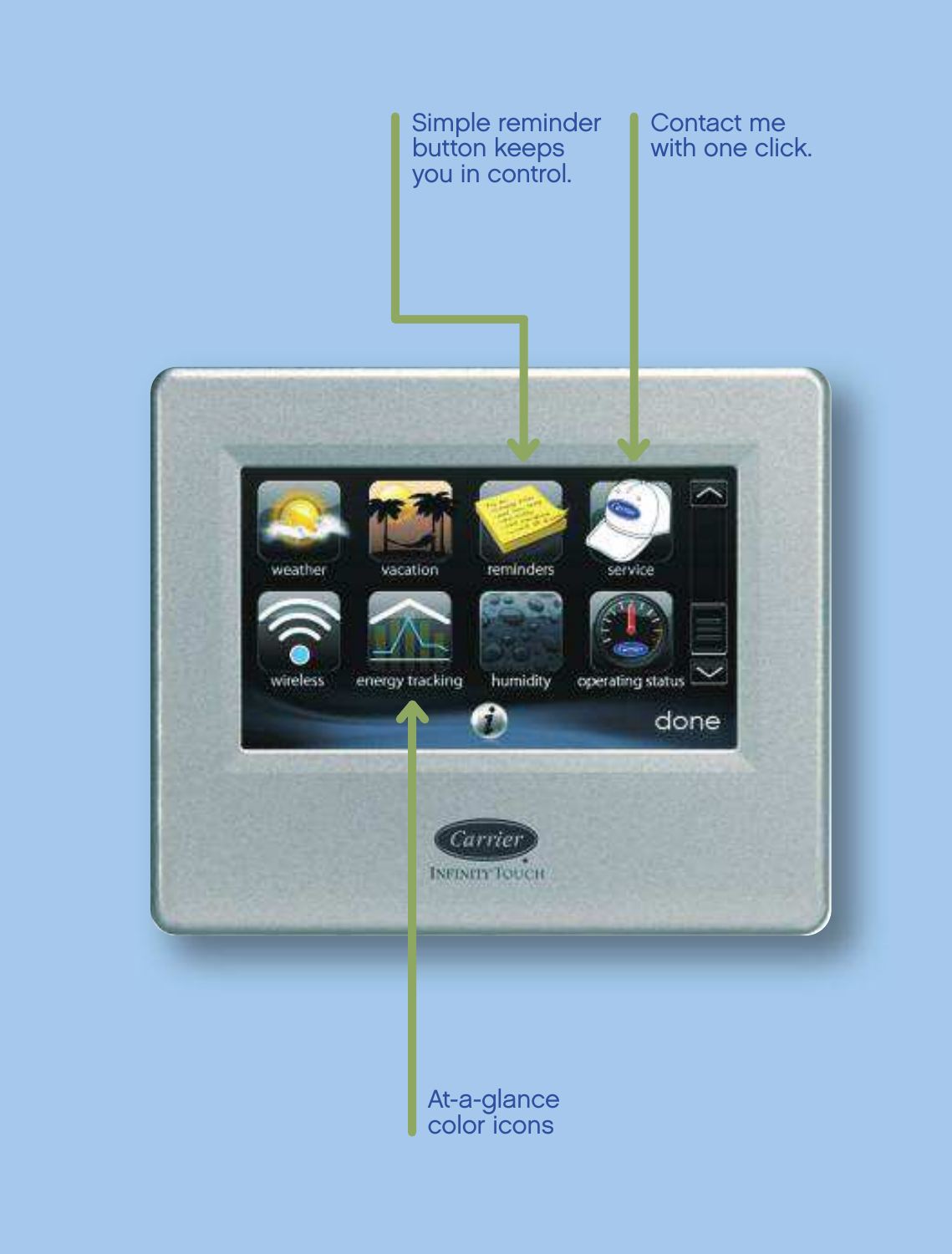Simple reminder button keeps you in control.

Contact me with one click.

At-a-glance color icons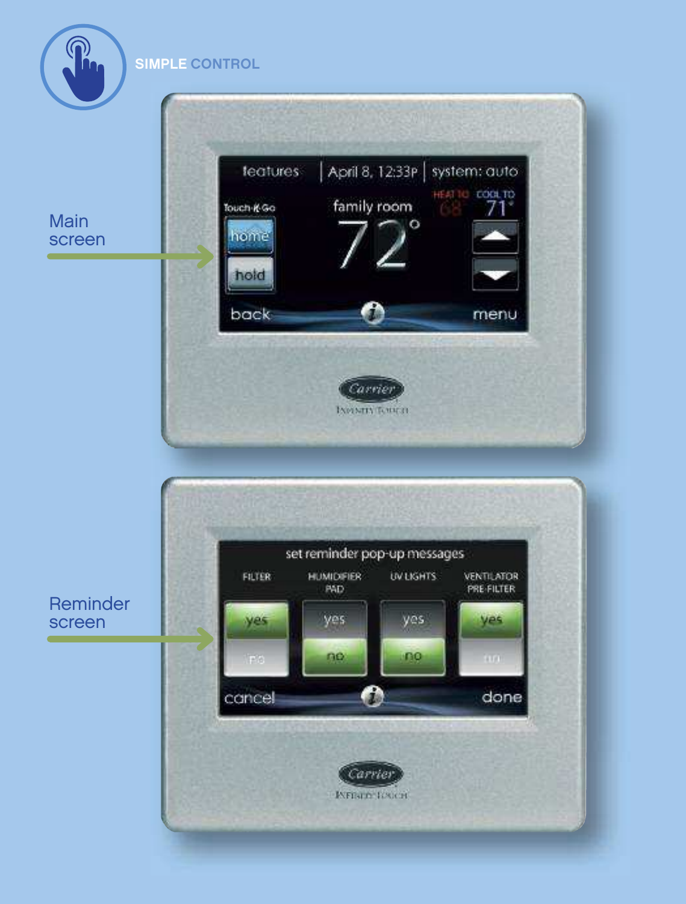SIMPLE CONTROL

Main screen

features | April 8, 12:33P | system: auto

Touch-N-Go

home

hold

family room

72°

HEAT TO 68°

COOL TO 71°

back

menu

Carrier

INFINITY TOUCH

Reminder screen

set reminder pop-up messages

| FILTER | HUMIDIFIER PAD | UV LIGHTS | VENTILATOR PRE-FILTER |
| --- | --- | --- | --- |
| yes | yes | yes | yes |
| no | no | no | no |

cancel

done

Carrier

INFINITY TOUCH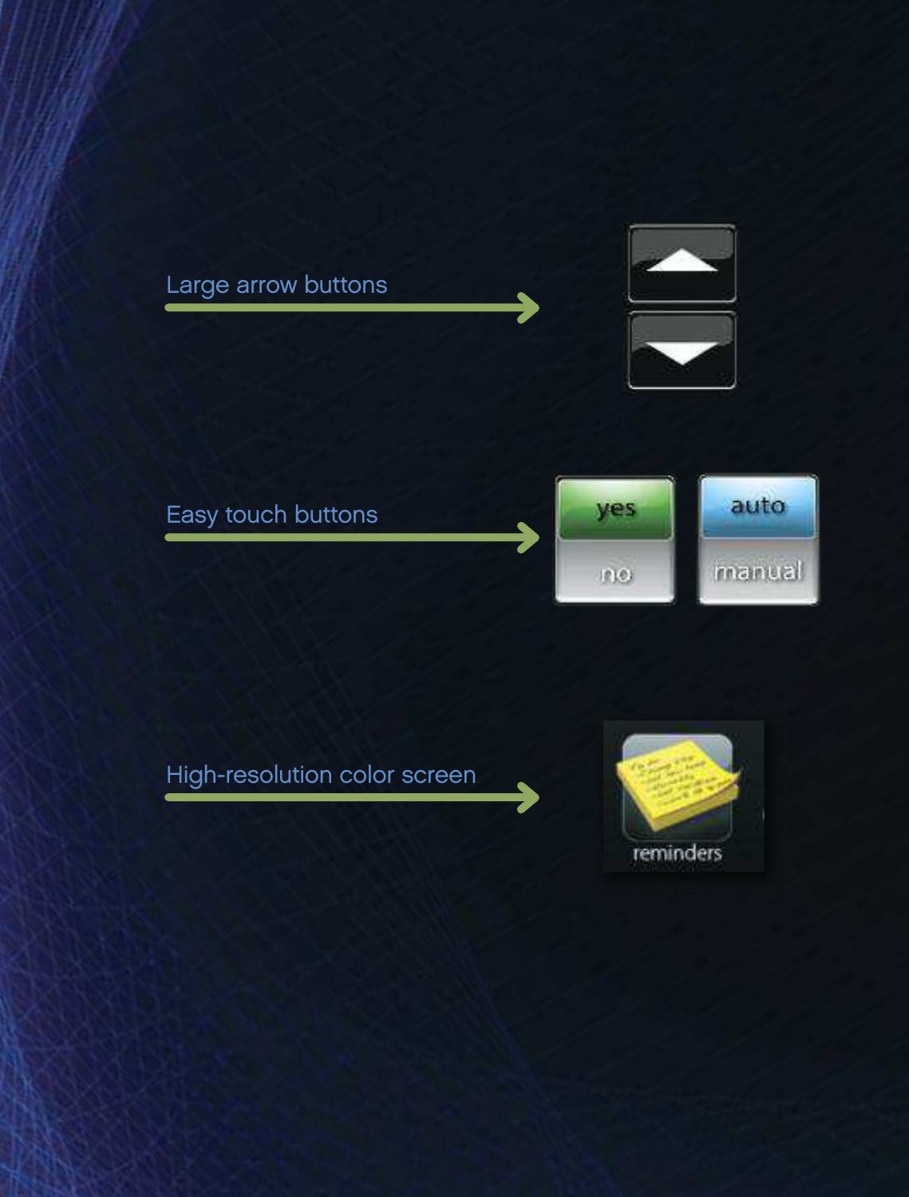Large arrow buttons

Easy touch buttons

yes

no

auto

manual

High-resolution color screen

reminders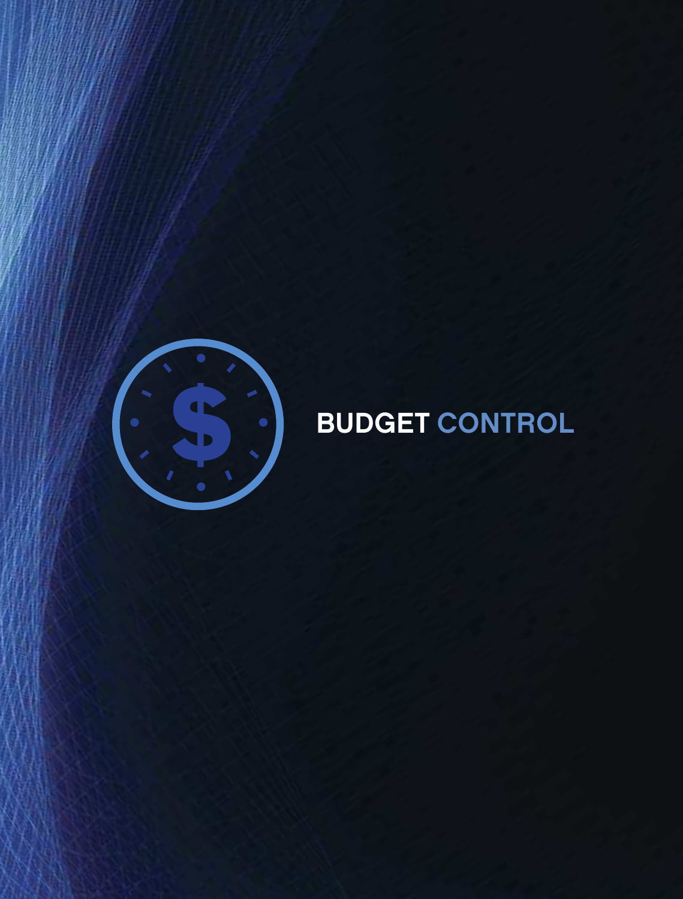# BUDGET CONTROL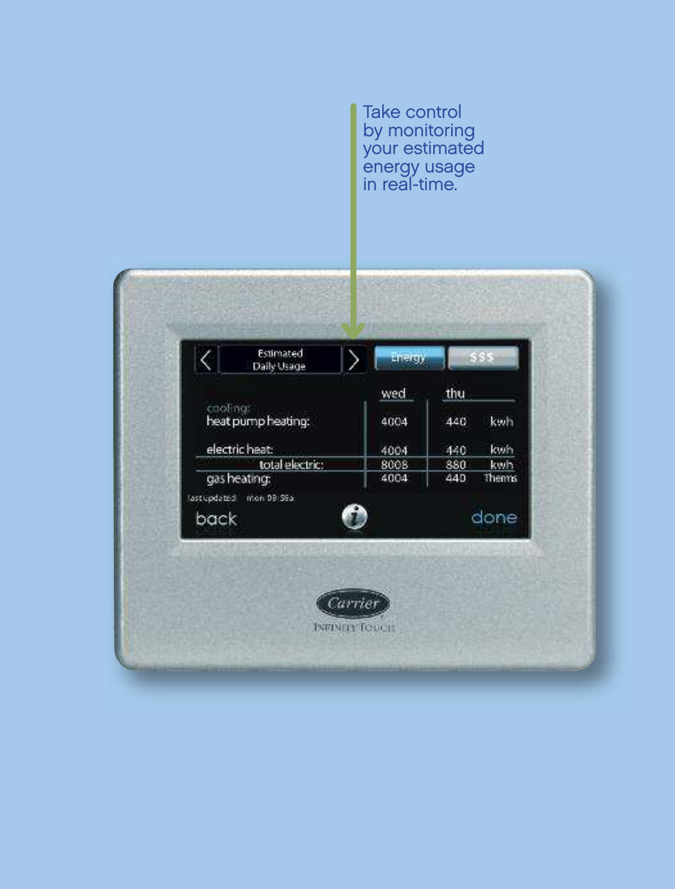Take control by monitoring your estimated energy usage in real-time.

| Estimated Daily Usage | wed | thu | |
|---|---|---|---|
| cooling: heat pump heating: | 4004 | 440 | kwh |
| electric heat: | 4004 | 440 | kwh |
| total electric: | 8008 | 880 | kwh |
| gas heating: | 4004 | 440 | Therms |

last updated mon 08:58a

back done

Carrier

INFINITY TOUCH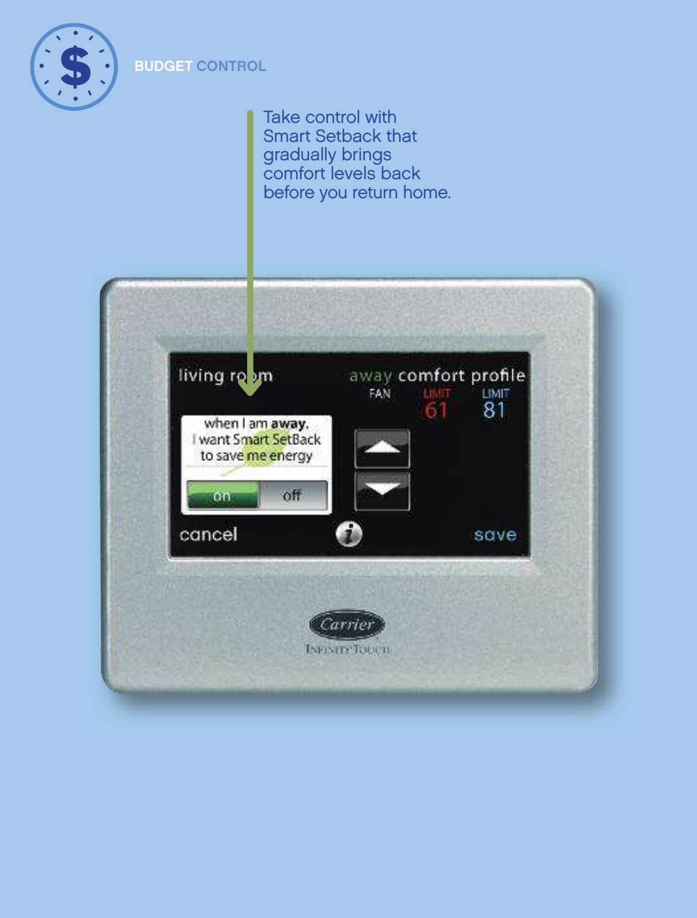## BUDGET CONTROL

Take control with Smart Setback that gradually brings comfort levels back before you return home.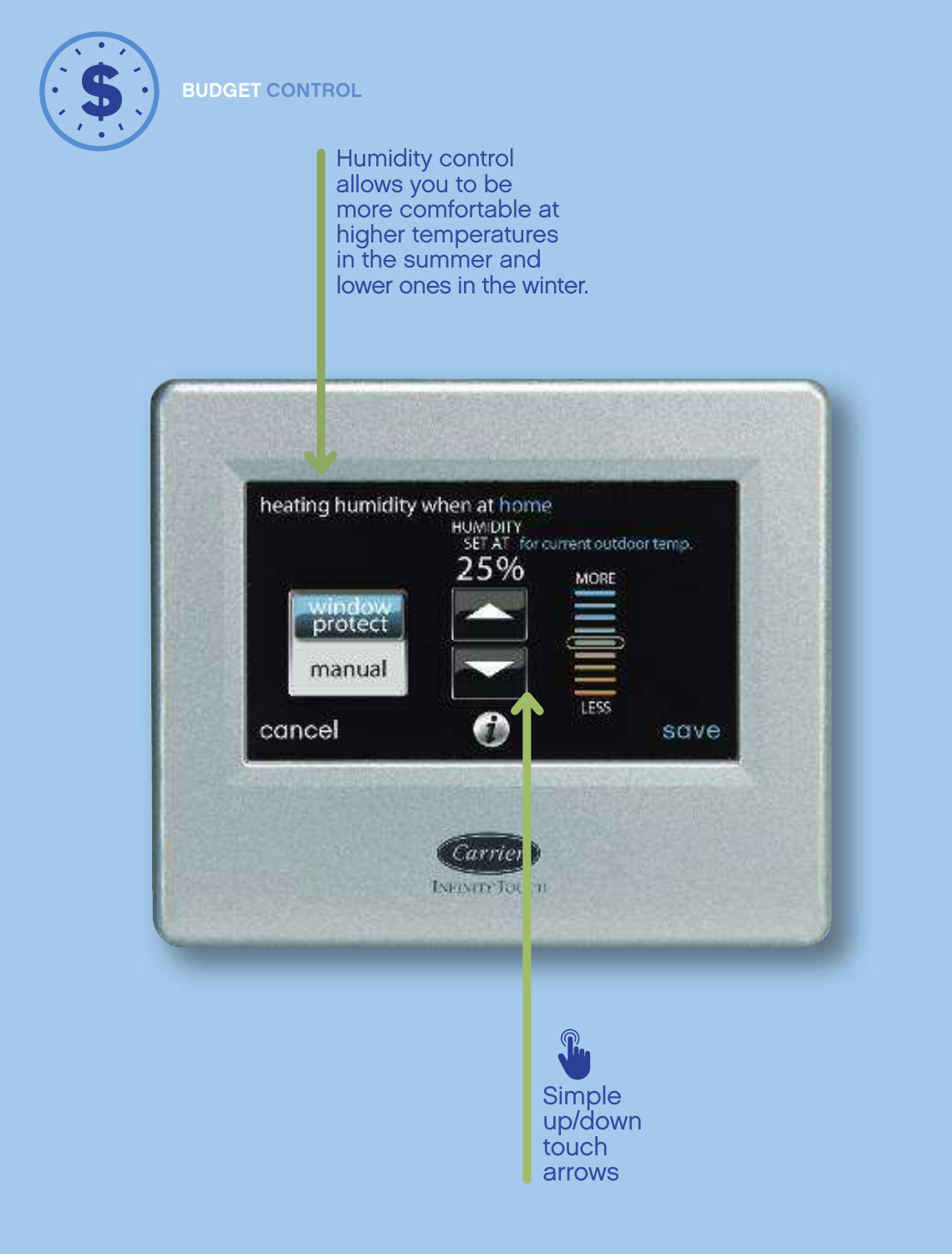## BUDGET CONTROL

Humidity control allows you to be more comfortable at higher temperatures in the summer and lower ones in the winter.

Simple up/down touch arrows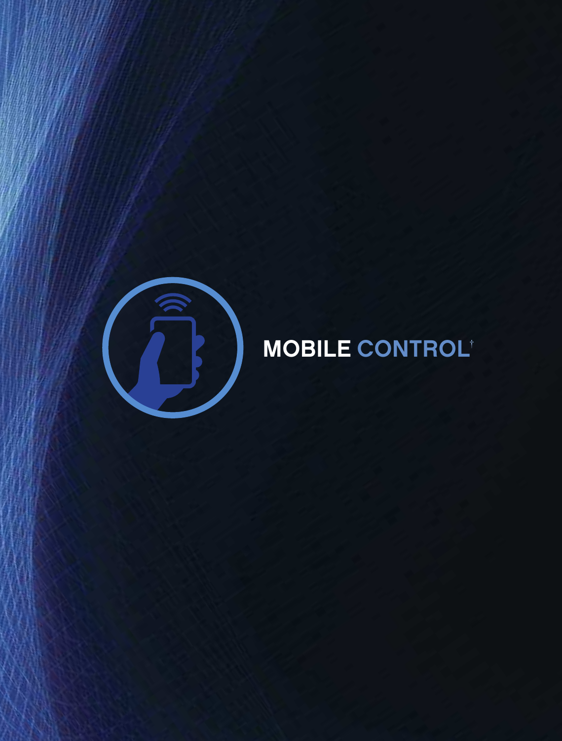# MOBILE CONTROL†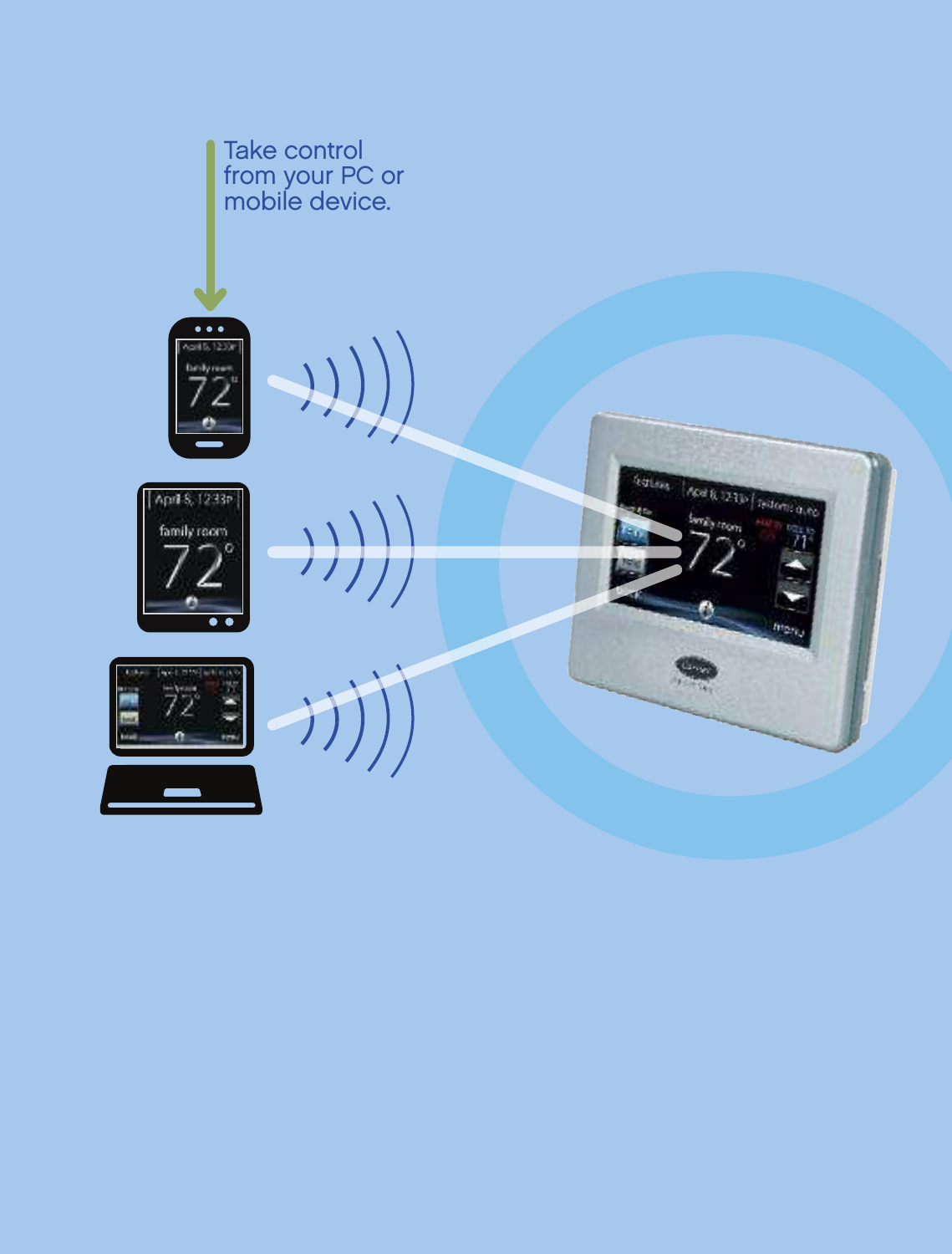Take control from your PC or mobile device.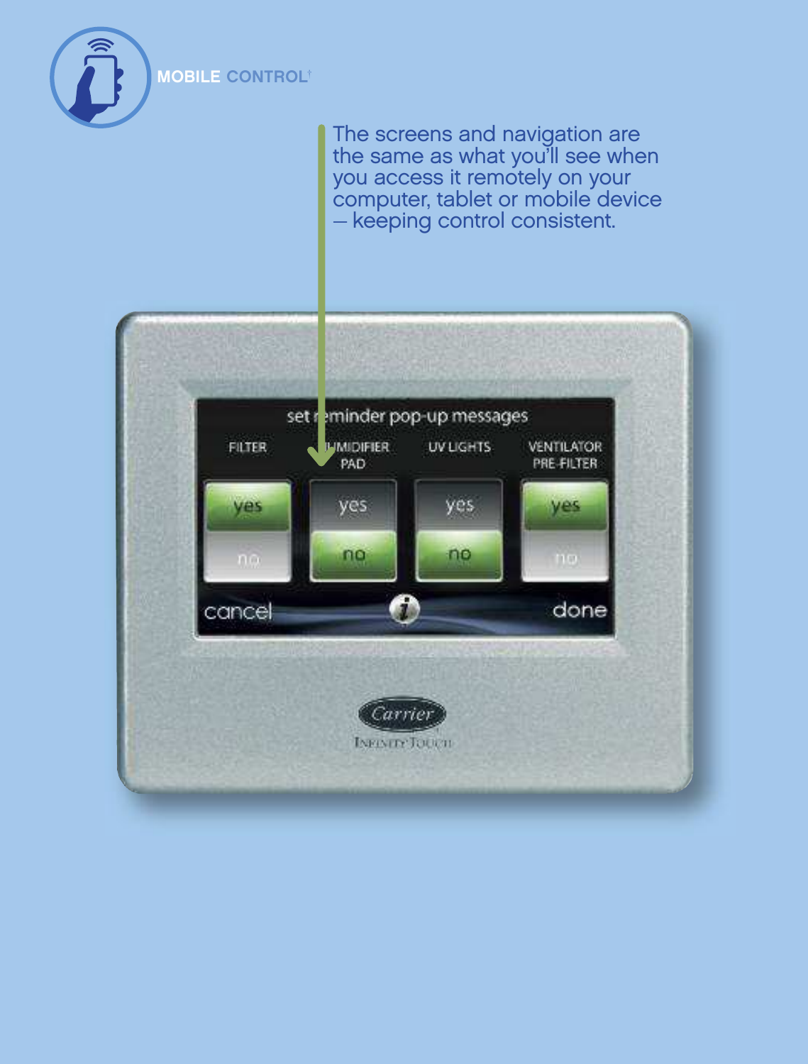MOBILE CONTROL†

The screens and navigation are the same as what you'll see when you access it remotely on your computer, tablet or mobile device – keeping control consistent.

set reminder pop-up messages

| FILTER | HUMIDIFIER PAD | UV LIGHTS | VENTILATOR PRE-FILTER |
|---|---|---|---|
| yes | yes | yes | yes |
| no | no | no | no |

cancel

done

Carrier

Infinity Touch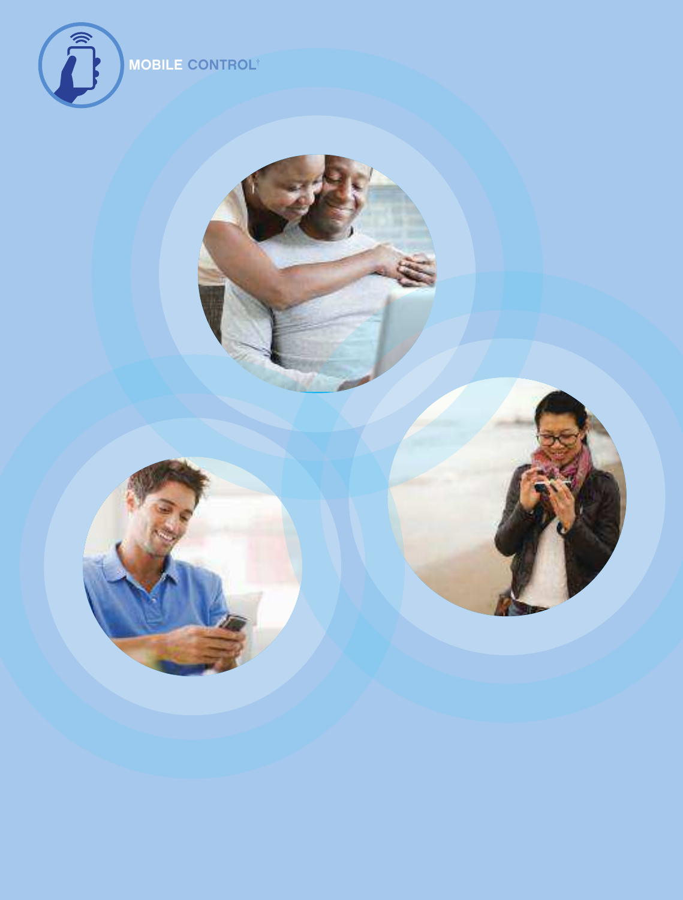MOBILE CONTROL[†]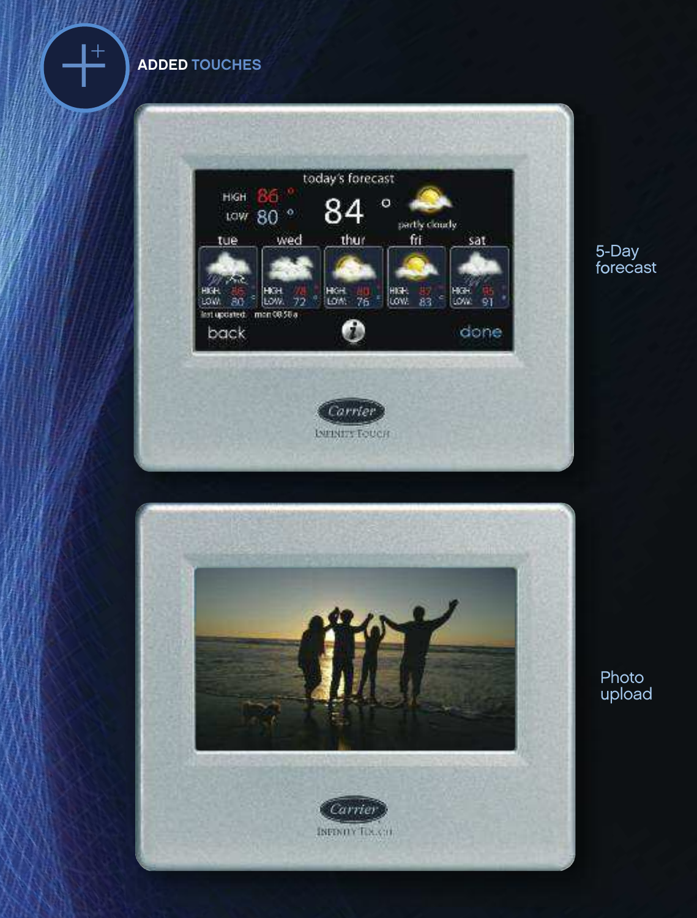## ADDED TOUCHES

5-Day forecast

Photo upload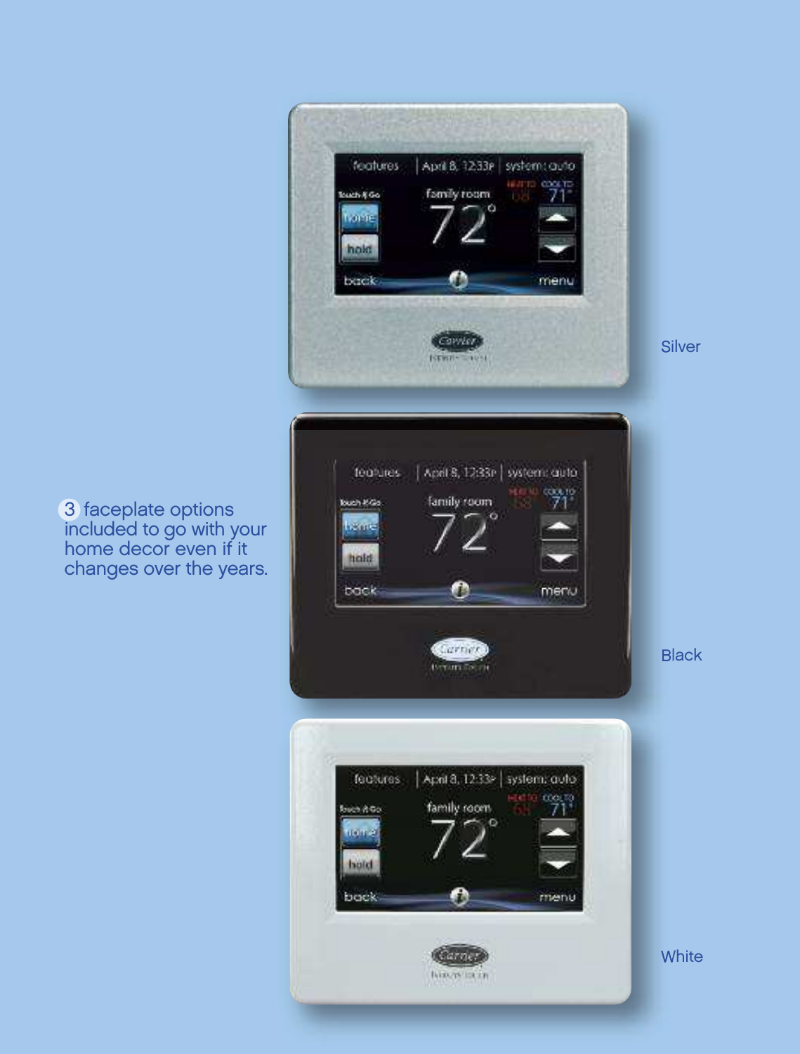3 faceplate options included to go with your home decor even if it changes over the years.

Silver

Black

White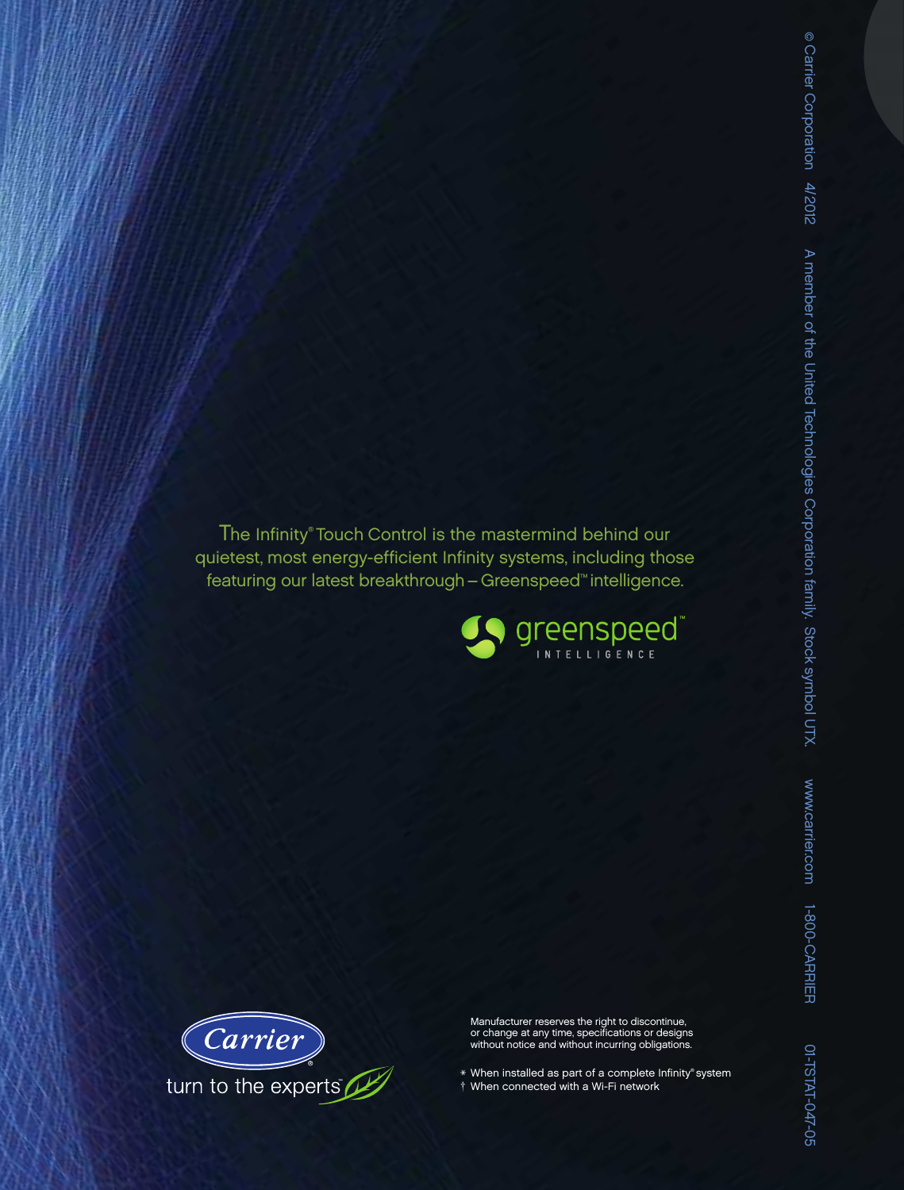The Infinity® Touch Control is the mastermind behind our quietest, most energy-efficient Infinity systems, including those featuring our latest breakthrough – Greenspeed™ intelligence.

greenspeed™ INTELLIGENCE

Carrier®

turn to the experts™

Manufacturer reserves the right to discontinue, or change at any time, specifications or designs without notice and without incurring obligations.

* When installed as part of a complete Infinity® system

† When connected with a Wi-Fi network

© Carrier Corporation 4/2012 A member of the United Technologies Corporation family. Stock symbol UTX. www.carrier.com 1-800-CARRIER 01-TSTAT-047-05